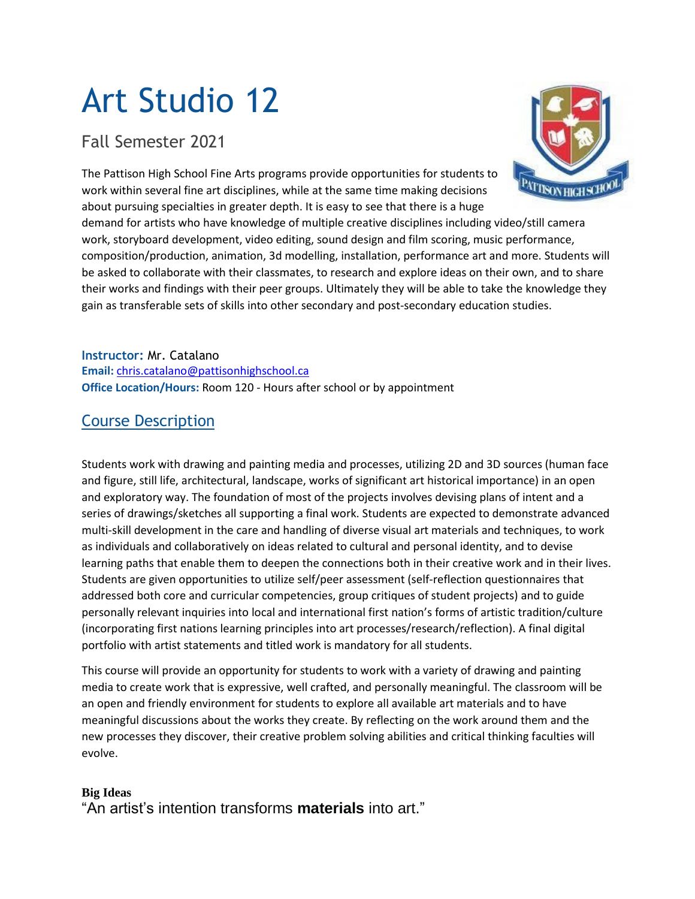# Art Studio 12

Fall Semester 2021

The Pattison High School Fine Arts programs provide opportunities for students to work within several fine art disciplines, while at the same time making decisions about pursuing specialties in greater depth. It is easy to see that there is a huge demand for artists who have knowledge of multiple creative disciplines including video/still camera work, storyboard development, video editing, sound design and film scoring, music performance, composition/production, animation, 3d modelling, installation, performance art and more. Students will be asked to collaborate with their classmates, to research and explore ideas on their own, and to share their works and findings with their peer groups. Ultimately they will be able to take the knowledge they gain as transferable sets of skills into other secondary and post-secondary education studies.

**Instructor:** Mr. Catalano
**Email:** chris.catalano@pattisonhighschool.ca
**Office Location/Hours:** Room 120 - Hours after school or by appointment

## Course Description

Students work with drawing and painting media and processes, utilizing 2D and 3D sources (human face and figure, still life, architectural, landscape, works of significant art historical importance) in an open and exploratory way. The foundation of most of the projects involves devising plans of intent and a series of drawings/sketches all supporting a final work. Students are expected to demonstrate advanced multi-skill development in the care and handling of diverse visual art materials and techniques, to work as individuals and collaboratively on ideas related to cultural and personal identity, and to devise learning paths that enable them to deepen the connections both in their creative work and in their lives. Students are given opportunities to utilize self/peer assessment (self-reflection questionnaires that addressed both core and curricular competencies, group critiques of student projects) and to guide personally relevant inquiries into local and international first nation's forms of artistic tradition/culture (incorporating first nations learning principles into art processes/research/reflection). A final digital portfolio with artist statements and titled work is mandatory for all students.

This course will provide an opportunity for students to work with a variety of drawing and painting media to create work that is expressive, well crafted, and personally meaningful. The classroom will be an open and friendly environment for students to explore all available art materials and to have meaningful discussions about the works they create. By reflecting on the work around them and the new processes they discover, their creative problem solving abilities and critical thinking faculties will evolve.

**Big Ideas**

"An artist's intention transforms **materials** into art."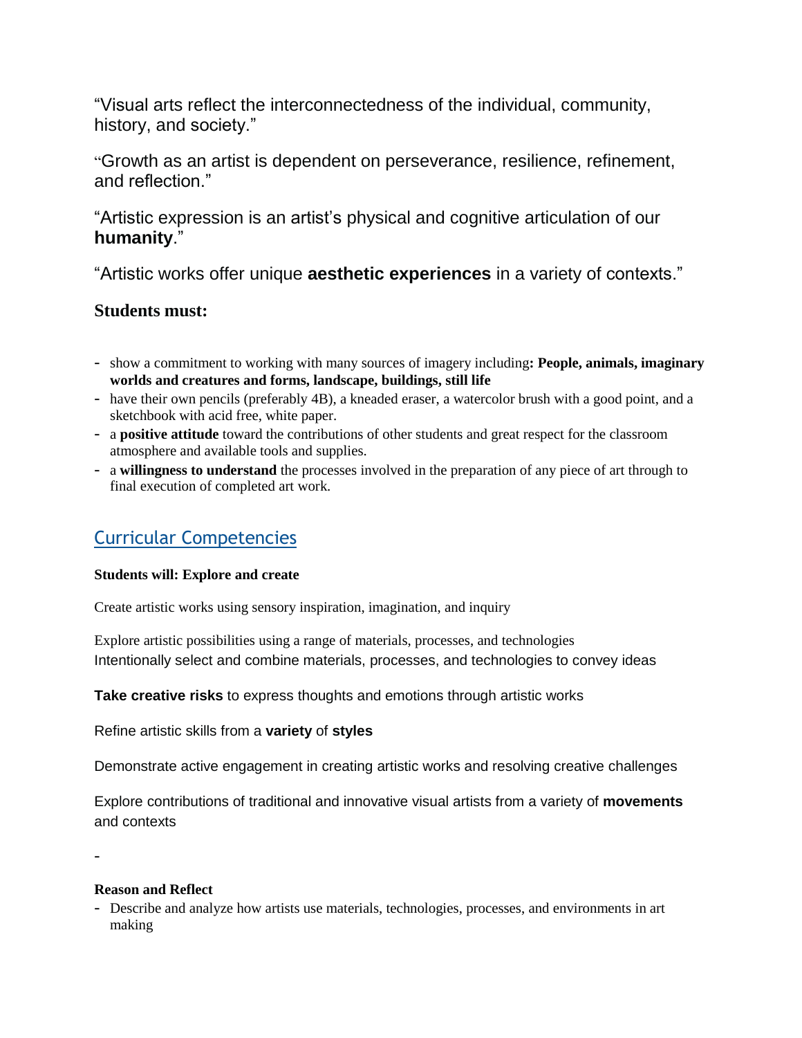"Visual arts reflect the interconnectedness of the individual, community, history, and society."

"Growth as an artist is dependent on perseverance, resilience, refinement, and reflection."

"Artistic expression is an artist's physical and cognitive articulation of our **humanity**."

"Artistic works offer unique **aesthetic experiences** in a variety of contexts."

### Students must:

- show a commitment to working with many sources of imagery including**: People, animals, imaginary worlds and creatures and forms, landscape, buildings, still life**
- have their own pencils (preferably 4B), a kneaded eraser, a watercolor brush with a good point, and a sketchbook with acid free, white paper.
- a **positive attitude** toward the contributions of other students and great respect for the classroom atmosphere and available tools and supplies.
- a **willingness to understand** the processes involved in the preparation of any piece of art through to final execution of completed art work.

## Curricular Competencies

**Students will: Explore and create**

Create artistic works using sensory inspiration, imagination, and inquiry

Explore artistic possibilities using a range of materials, processes, and technologies
Intentionally select and combine materials, processes, and technologies to convey ideas

**Take creative risks** to express thoughts and emotions through artistic works

Refine artistic skills from a **variety** of **styles**

Demonstrate active engagement in creating artistic works and resolving creative challenges

Explore contributions of traditional and innovative visual artists from a variety of **movements** and contexts

-

**Reason and Reflect**

- Describe and analyze how artists use materials, technologies, processes, and environments in art making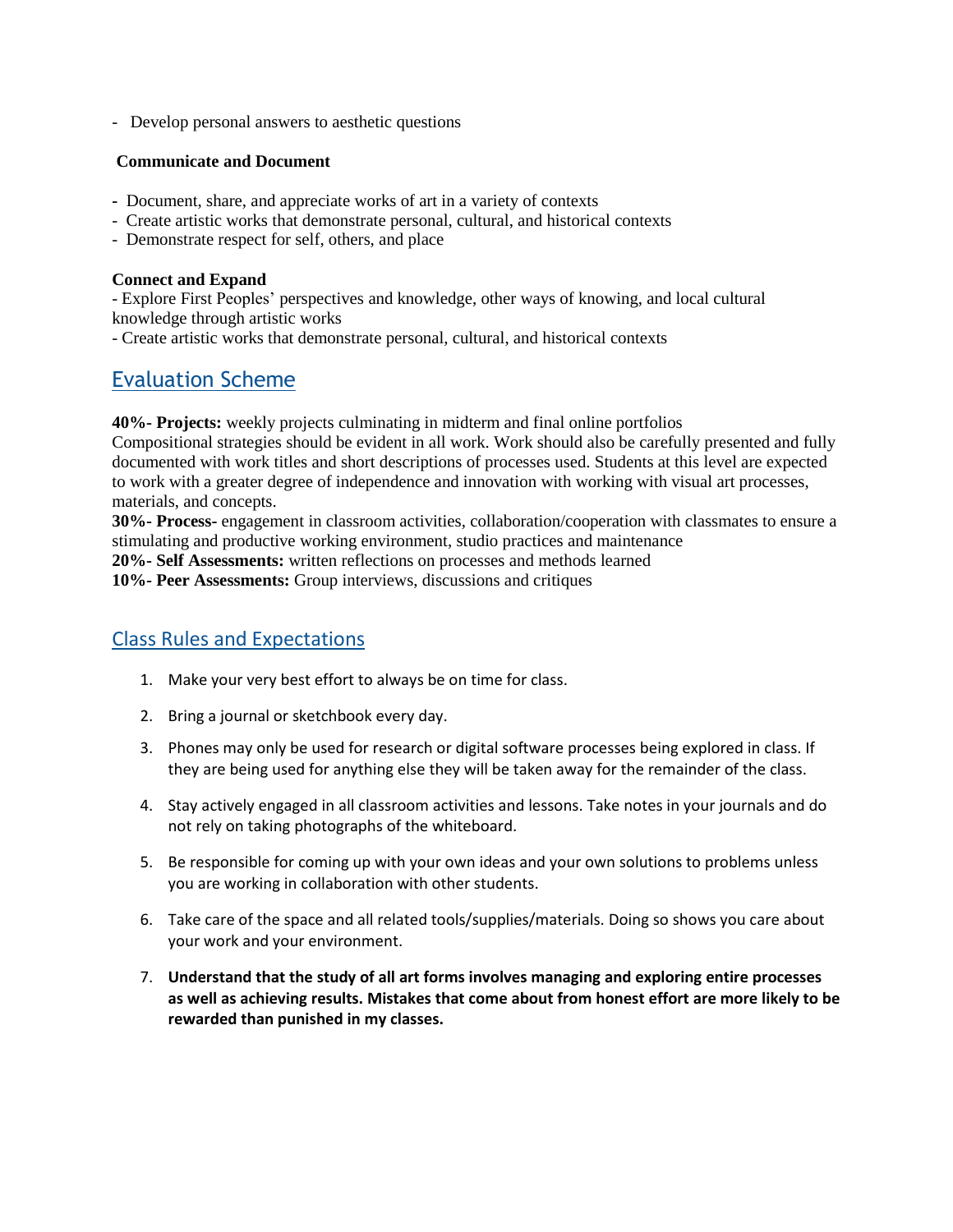- Develop personal answers to aesthetic questions

**Communicate and Document**

- Document, share, and appreciate works of art in a variety of contexts
- Create artistic works that demonstrate personal, cultural, and historical contexts
- Demonstrate respect for self, others, and place

**Connect and Expand**

- Explore First Peoples' perspectives and knowledge, other ways of knowing, and local cultural knowledge through artistic works
- Create artistic works that demonstrate personal, cultural, and historical contexts

## Evaluation Scheme

**40%- Projects:** weekly projects culminating in midterm and final online portfolios
Compositional strategies should be evident in all work. Work should also be carefully presented and fully documented with work titles and short descriptions of processes used. Students at this level are expected to work with a greater degree of independence and innovation with working with visual art processes, materials, and concepts.
**30%- Process-** engagement in classroom activities, collaboration/cooperation with classmates to ensure a stimulating and productive working environment, studio practices and maintenance
**20%- Self Assessments:** written reflections on processes and methods learned
**10%- Peer Assessments:** Group interviews, discussions and critiques

## Class Rules and Expectations

1. Make your very best effort to always be on time for class.
2. Bring a journal or sketchbook every day.
3. Phones may only be used for research or digital software processes being explored in class. If they are being used for anything else they will be taken away for the remainder of the class.
4. Stay actively engaged in all classroom activities and lessons. Take notes in your journals and do not rely on taking photographs of the whiteboard.
5. Be responsible for coming up with your own ideas and your own solutions to problems unless you are working in collaboration with other students.
6. Take care of the space and all related tools/supplies/materials. Doing so shows you care about your work and your environment.
7. **Understand that the study of all art forms involves managing and exploring entire processes as well as achieving results. Mistakes that come about from honest effort are more likely to be rewarded than punished in my classes.**